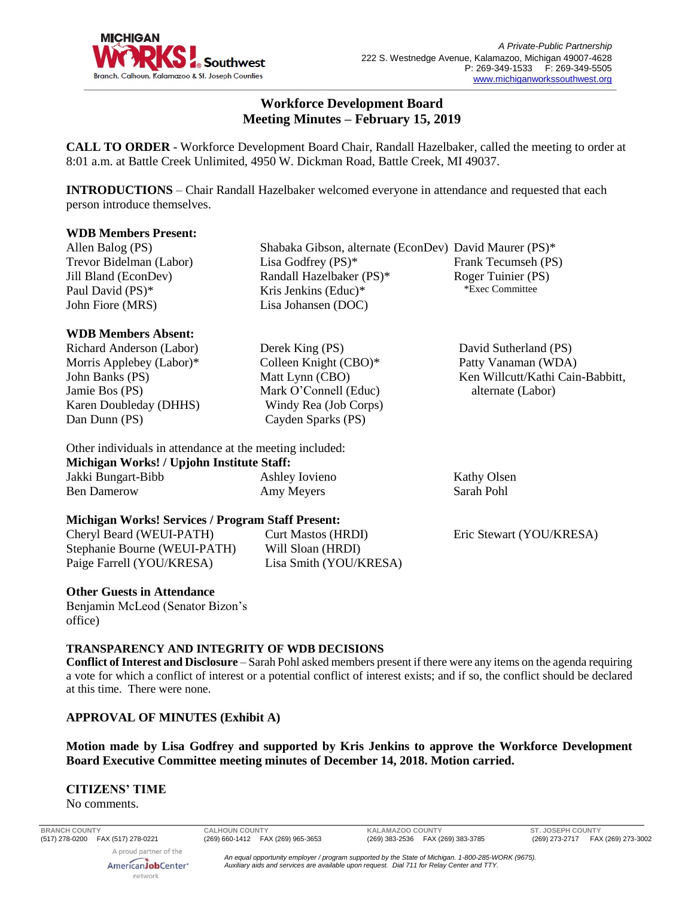Michigan Works! Southwest
Branch, Calhoun, Kalamazoo & St. Joseph Counties

*A Private-Public Partnership*
222 S. Westnedge Avenue, Kalamazoo, Michigan 49007-4628
P: 269-349-1533 F: 269-349-5505
www.michiganworkssouthwest.org

# Workforce Development Board Meeting Minutes – February 15, 2019

**CALL TO ORDER** - Workforce Development Board Chair, Randall Hazelbaker, called the meeting to order at 8:01 a.m. at Battle Creek Unlimited, 4950 W. Dickman Road, Battle Creek, MI 49037.

**INTRODUCTIONS** – Chair Randall Hazelbaker welcomed everyone in attendance and requested that each person introduce themselves.

**WDB Members Present:**

Allen Balog (PS)
Trevor Bidelman (Labor)
Jill Bland (EconDev)
Paul David (PS)*
John Fiore (MRS)
Shabaka Gibson, alternate (EconDev)
Lisa Godfrey (PS)*
Randall Hazelbaker (PS)*
Kris Jenkins (Educ)*
Lisa Johansen (DOC)
David Maurer (PS)*
Frank Tecumseh (PS)
Roger Tuinier (PS)

*Exec Committee

**WDB Members Absent:**

Richard Anderson (Labor)
Morris Applebey (Labor)*
John Banks (PS)
Jamie Bos (PS)
Karen Doubleday (DHHS)
Dan Dunn (PS)
Derek King (PS)
Colleen Knight (CBO)*
Matt Lynn (CBO)
Mark O'Connell (Educ)
Windy Rea (Job Corps)
Cayden Sparks (PS)
David Sutherland (PS)
Patty Vanaman (WDA)
Ken Willcutt/Kathi Cain-Babbitt, alternate (Labor)

Other individuals in attendance at the meeting included:

**Michigan Works! / Upjohn Institute Staff:**

Jakki Bungart-Bibb
Ben Damerow
Ashley Iovieno
Amy Meyers
Kathy Olsen
Sarah Pohl

**Michigan Works! Services / Program Staff Present:**

Cheryl Beard (WEUI-PATH)
Stephanie Bourne (WEUI-PATH)
Paige Farrell (YOU/KRESA)
Curt Mastos (HRDI)
Will Sloan (HRDI)
Lisa Smith (YOU/KRESA)
Eric Stewart (YOU/KRESA)

**Other Guests in Attendance**

Benjamin McLeod (Senator Bizon's office)

**TRANSPARENCY AND INTEGRITY OF WDB DECISIONS**

**Conflict of Interest and Disclosure** – Sarah Pohl asked members present if there were any items on the agenda requiring a vote for which a conflict of interest or a potential conflict of interest exists; and if so, the conflict should be declared at this time. There were none.

**APPROVAL OF MINUTES (Exhibit A)**

**Motion made by Lisa Godfrey and supported by Kris Jenkins to approve the Workforce Development Board Executive Committee meeting minutes of December 14, 2018. Motion carried.**

**CITIZENS' TIME**

No comments.

BRANCH COUNTY (517) 278-0200 FAX (517) 278-0221 | CALHOUN COUNTY (269) 660-1412 FAX (269) 965-3653 | KALAMAZOO COUNTY (269) 383-2536 FAX (269) 383-3785 | ST. JOSEPH COUNTY (269) 273-2717 FAX (269) 273-3002

A proud partner of the AmericanJobCenter network

*An equal opportunity employer / program supported by the State of Michigan. 1-800-285-WORK (9675). Auxiliary aids and services are available upon request. Dial 711 for Relay Center and TTY.*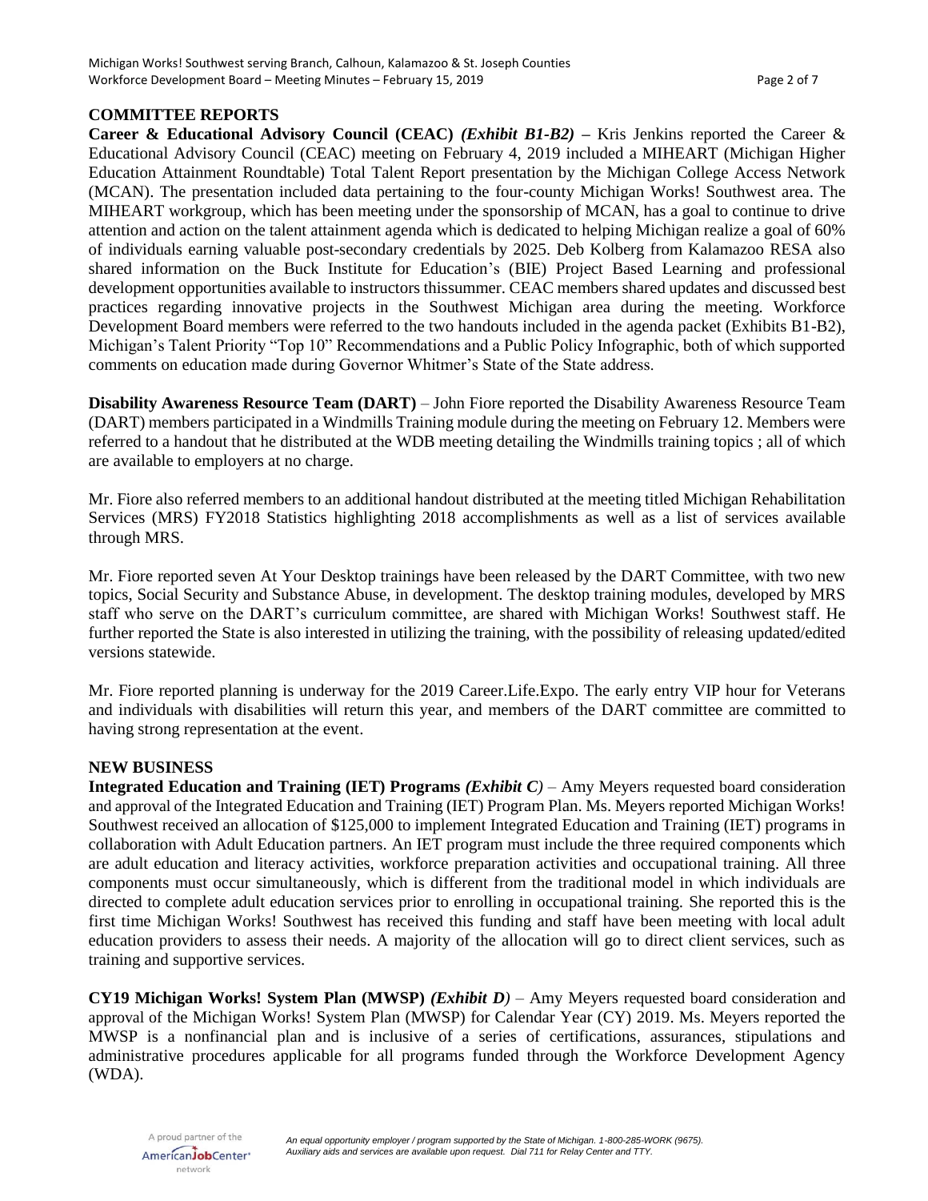## COMMITTEE REPORTS

**Career & Educational Advisory Council (CEAC)** ***(Exhibit B1-B2)*** **–** Kris Jenkins reported the Career & Educational Advisory Council (CEAC) meeting on February 4, 2019 included a MIHEART (Michigan Higher Education Attainment Roundtable) Total Talent Report presentation by the Michigan College Access Network (MCAN). The presentation included data pertaining to the four-county Michigan Works! Southwest area. The MIHEART workgroup, which has been meeting under the sponsorship of MCAN, has a goal to continue to drive attention and action on the talent attainment agenda which is dedicated to helping Michigan realize a goal of 60% of individuals earning valuable post-secondary credentials by 2025. Deb Kolberg from Kalamazoo RESA also shared information on the Buck Institute for Education's (BIE) Project Based Learning and professional development opportunities available to instructors thissummer. CEAC members shared updates and discussed best practices regarding innovative projects in the Southwest Michigan area during the meeting. Workforce Development Board members were referred to the two handouts included in the agenda packet (Exhibits B1-B2), Michigan's Talent Priority "Top 10" Recommendations and a Public Policy Infographic, both of which supported comments on education made during Governor Whitmer's State of the State address.

**Disability Awareness Resource Team (DART)** – John Fiore reported the Disability Awareness Resource Team (DART) members participated in a Windmills Training module during the meeting on February 12. Members were referred to a handout that he distributed at the WDB meeting detailing the Windmills training topics ; all of which are available to employers at no charge.

Mr. Fiore also referred members to an additional handout distributed at the meeting titled Michigan Rehabilitation Services (MRS) FY2018 Statistics highlighting 2018 accomplishments as well as a list of services available through MRS.

Mr. Fiore reported seven At Your Desktop trainings have been released by the DART Committee, with two new topics, Social Security and Substance Abuse, in development. The desktop training modules, developed by MRS staff who serve on the DART's curriculum committee, are shared with Michigan Works! Southwest staff. He further reported the State is also interested in utilizing the training, with the possibility of releasing updated/edited versions statewide.

Mr. Fiore reported planning is underway for the 2019 Career.Life.Expo. The early entry VIP hour for Veterans and individuals with disabilities will return this year, and members of the DART committee are committed to having strong representation at the event.

## NEW BUSINESS

**Integrated Education and Training (IET) Programs** ***(Exhibit C)*** – Amy Meyers requested board consideration and approval of the Integrated Education and Training (IET) Program Plan. Ms. Meyers reported Michigan Works! Southwest received an allocation of $125,000 to implement Integrated Education and Training (IET) programs in collaboration with Adult Education partners. An IET program must include the three required components which are adult education and literacy activities, workforce preparation activities and occupational training. All three components must occur simultaneously, which is different from the traditional model in which individuals are directed to complete adult education services prior to enrolling in occupational training. She reported this is the first time Michigan Works! Southwest has received this funding and staff have been meeting with local adult education providers to assess their needs. A majority of the allocation will go to direct client services, such as training and supportive services.

**CY19 Michigan Works! System Plan (MWSP)** ***(Exhibit D)*** – Amy Meyers requested board consideration and approval of the Michigan Works! System Plan (MWSP) for Calendar Year (CY) 2019. Ms. Meyers reported the MWSP is a nonfinancial plan and is inclusive of a series of certifications, assurances, stipulations and administrative procedures applicable for all programs funded through the Workforce Development Agency (WDA).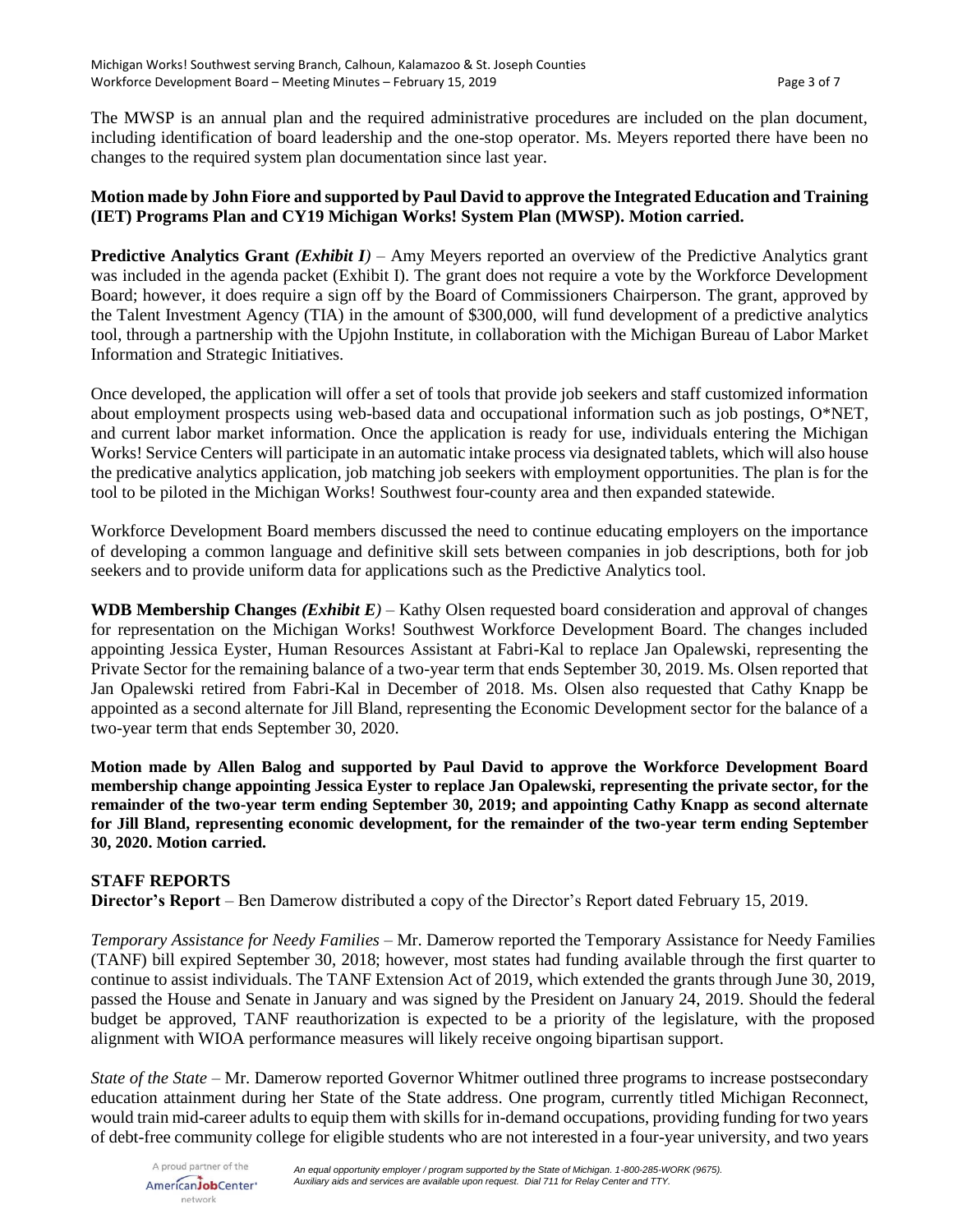The MWSP is an annual plan and the required administrative procedures are included on the plan document, including identification of board leadership and the one-stop operator. Ms. Meyers reported there have been no changes to the required system plan documentation since last year.

**Motion made by John Fiore and supported by Paul David to approve the Integrated Education and Training (IET) Programs Plan and CY19 Michigan Works! System Plan (MWSP). Motion carried.**

**Predictive Analytics Grant *(Exhibit I)*** – Amy Meyers reported an overview of the Predictive Analytics grant was included in the agenda packet (Exhibit I). The grant does not require a vote by the Workforce Development Board; however, it does require a sign off by the Board of Commissioners Chairperson. The grant, approved by the Talent Investment Agency (TIA) in the amount of $300,000, will fund development of a predictive analytics tool, through a partnership with the Upjohn Institute, in collaboration with the Michigan Bureau of Labor Market Information and Strategic Initiatives.

Once developed, the application will offer a set of tools that provide job seekers and staff customized information about employment prospects using web-based data and occupational information such as job postings, O*NET, and current labor market information. Once the application is ready for use, individuals entering the Michigan Works! Service Centers will participate in an automatic intake process via designated tablets, which will also house the predicative analytics application, job matching job seekers with employment opportunities. The plan is for the tool to be piloted in the Michigan Works! Southwest four-county area and then expanded statewide.

Workforce Development Board members discussed the need to continue educating employers on the importance of developing a common language and definitive skill sets between companies in job descriptions, both for job seekers and to provide uniform data for applications such as the Predictive Analytics tool.

**WDB Membership Changes *(Exhibit E)*** – Kathy Olsen requested board consideration and approval of changes for representation on the Michigan Works! Southwest Workforce Development Board. The changes included appointing Jessica Eyster, Human Resources Assistant at Fabri-Kal to replace Jan Opalewski, representing the Private Sector for the remaining balance of a two-year term that ends September 30, 2019. Ms. Olsen reported that Jan Opalewski retired from Fabri-Kal in December of 2018. Ms. Olsen also requested that Cathy Knapp be appointed as a second alternate for Jill Bland, representing the Economic Development sector for the balance of a two-year term that ends September 30, 2020.

**Motion made by Allen Balog and supported by Paul David to approve the Workforce Development Board membership change appointing Jessica Eyster to replace Jan Opalewski, representing the private sector, for the remainder of the two-year term ending September 30, 2019; and appointing Cathy Knapp as second alternate for Jill Bland, representing economic development, for the remainder of the two-year term ending September 30, 2020. Motion carried.**

## STAFF REPORTS

**Director's Report** – Ben Damerow distributed a copy of the Director's Report dated February 15, 2019.

*Temporary Assistance for Needy Families* – Mr. Damerow reported the Temporary Assistance for Needy Families (TANF) bill expired September 30, 2018; however, most states had funding available through the first quarter to continue to assist individuals. The TANF Extension Act of 2019, which extended the grants through June 30, 2019, passed the House and Senate in January and was signed by the President on January 24, 2019. Should the federal budget be approved, TANF reauthorization is expected to be a priority of the legislature, with the proposed alignment with WIOA performance measures will likely receive ongoing bipartisan support.

*State of the State* – Mr. Damerow reported Governor Whitmer outlined three programs to increase postsecondary education attainment during her State of the State address. One program, currently titled Michigan Reconnect, would train mid-career adults to equip them with skills for in-demand occupations, providing funding for two years of debt-free community college for eligible students who are not interested in a four-year university, and two years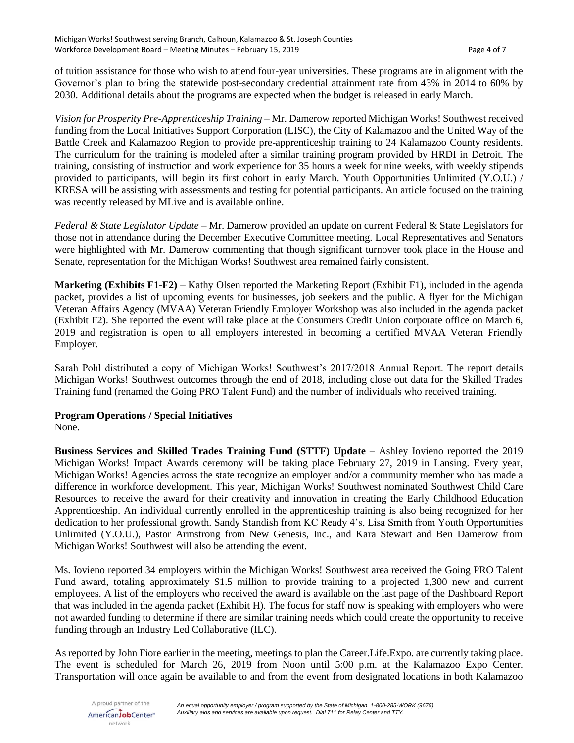of tuition assistance for those who wish to attend four-year universities. These programs are in alignment with the Governor's plan to bring the statewide post-secondary credential attainment rate from 43% in 2014 to 60% by 2030. Additional details about the programs are expected when the budget is released in early March.

*Vision for Prosperity Pre-Apprenticeship Training* – Mr. Damerow reported Michigan Works! Southwest received funding from the Local Initiatives Support Corporation (LISC), the City of Kalamazoo and the United Way of the Battle Creek and Kalamazoo Region to provide pre-apprenticeship training to 24 Kalamazoo County residents. The curriculum for the training is modeled after a similar training program provided by HRDI in Detroit. The training, consisting of instruction and work experience for 35 hours a week for nine weeks, with weekly stipends provided to participants, will begin its first cohort in early March. Youth Opportunities Unlimited (Y.O.U.) / KRESA will be assisting with assessments and testing for potential participants. An article focused on the training was recently released by MLive and is available online.

*Federal & State Legislator Update* – Mr. Damerow provided an update on current Federal & State Legislators for those not in attendance during the December Executive Committee meeting. Local Representatives and Senators were highlighted with Mr. Damerow commenting that though significant turnover took place in the House and Senate, representation for the Michigan Works! Southwest area remained fairly consistent.

**Marketing (Exhibits F1-F2)** – Kathy Olsen reported the Marketing Report (Exhibit F1), included in the agenda packet, provides a list of upcoming events for businesses, job seekers and the public. A flyer for the Michigan Veteran Affairs Agency (MVAA) Veteran Friendly Employer Workshop was also included in the agenda packet (Exhibit F2). She reported the event will take place at the Consumers Credit Union corporate office on March 6, 2019 and registration is open to all employers interested in becoming a certified MVAA Veteran Friendly Employer.

Sarah Pohl distributed a copy of Michigan Works! Southwest's 2017/2018 Annual Report. The report details Michigan Works! Southwest outcomes through the end of 2018, including close out data for the Skilled Trades Training fund (renamed the Going PRO Talent Fund) and the number of individuals who received training.

**Program Operations / Special Initiatives**
None.

**Business Services and Skilled Trades Training Fund (STTF) Update –** Ashley Iovieno reported the 2019 Michigan Works! Impact Awards ceremony will be taking place February 27, 2019 in Lansing. Every year, Michigan Works! Agencies across the state recognize an employer and/or a community member who has made a difference in workforce development. This year, Michigan Works! Southwest nominated Southwest Child Care Resources to receive the award for their creativity and innovation in creating the Early Childhood Education Apprenticeship. An individual currently enrolled in the apprenticeship training is also being recognized for her dedication to her professional growth. Sandy Standish from KC Ready 4's, Lisa Smith from Youth Opportunities Unlimited (Y.O.U.), Pastor Armstrong from New Genesis, Inc., and Kara Stewart and Ben Damerow from Michigan Works! Southwest will also be attending the event.

Ms. Iovieno reported 34 employers within the Michigan Works! Southwest area received the Going PRO Talent Fund award, totaling approximately $1.5 million to provide training to a projected 1,300 new and current employees. A list of the employers who received the award is available on the last page of the Dashboard Report that was included in the agenda packet (Exhibit H). The focus for staff now is speaking with employers who were not awarded funding to determine if there are similar training needs which could create the opportunity to receive funding through an Industry Led Collaborative (ILC).

As reported by John Fiore earlier in the meeting, meetings to plan the Career.Life.Expo. are currently taking place. The event is scheduled for March 26, 2019 from Noon until 5:00 p.m. at the Kalamazoo Expo Center. Transportation will once again be available to and from the event from designated locations in both Kalamazoo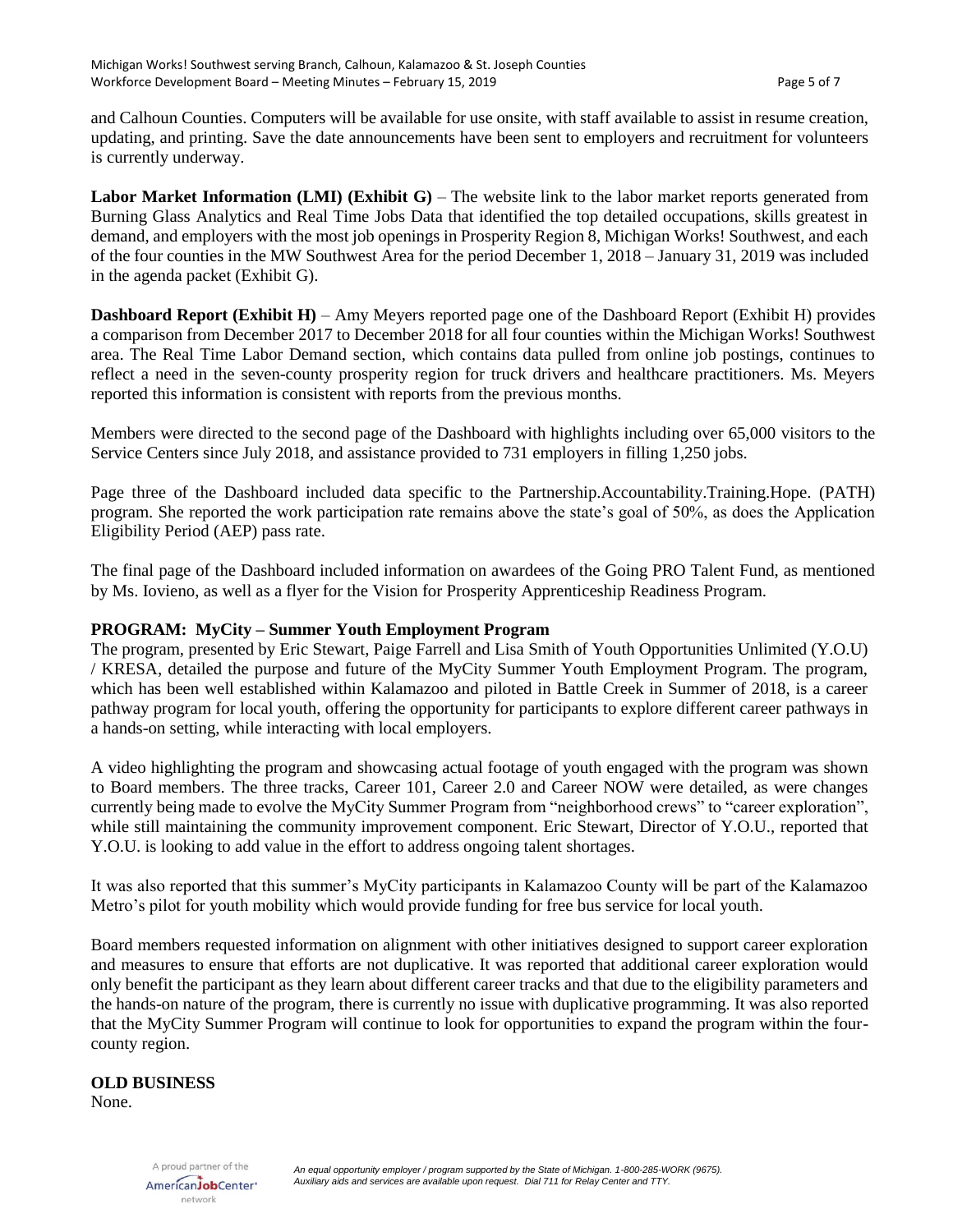and Calhoun Counties. Computers will be available for use onsite, with staff available to assist in resume creation, updating, and printing. Save the date announcements have been sent to employers and recruitment for volunteers is currently underway.

**Labor Market Information (LMI) (Exhibit G)** – The website link to the labor market reports generated from Burning Glass Analytics and Real Time Jobs Data that identified the top detailed occupations, skills greatest in demand, and employers with the most job openings in Prosperity Region 8, Michigan Works! Southwest, and each of the four counties in the MW Southwest Area for the period December 1, 2018 – January 31, 2019 was included in the agenda packet (Exhibit G).

**Dashboard Report (Exhibit H)** – Amy Meyers reported page one of the Dashboard Report (Exhibit H) provides a comparison from December 2017 to December 2018 for all four counties within the Michigan Works! Southwest area. The Real Time Labor Demand section, which contains data pulled from online job postings, continues to reflect a need in the seven-county prosperity region for truck drivers and healthcare practitioners. Ms. Meyers reported this information is consistent with reports from the previous months.

Members were directed to the second page of the Dashboard with highlights including over 65,000 visitors to the Service Centers since July 2018, and assistance provided to 731 employers in filling 1,250 jobs.

Page three of the Dashboard included data specific to the Partnership.Accountability.Training.Hope. (PATH) program. She reported the work participation rate remains above the state's goal of 50%, as does the Application Eligibility Period (AEP) pass rate.

The final page of the Dashboard included information on awardees of the Going PRO Talent Fund, as mentioned by Ms. Iovieno, as well as a flyer for the Vision for Prosperity Apprenticeship Readiness Program.

**PROGRAM: MyCity – Summer Youth Employment Program**

The program, presented by Eric Stewart, Paige Farrell and Lisa Smith of Youth Opportunities Unlimited (Y.O.U) / KRESA, detailed the purpose and future of the MyCity Summer Youth Employment Program. The program, which has been well established within Kalamazoo and piloted in Battle Creek in Summer of 2018, is a career pathway program for local youth, offering the opportunity for participants to explore different career pathways in a hands-on setting, while interacting with local employers.

A video highlighting the program and showcasing actual footage of youth engaged with the program was shown to Board members. The three tracks, Career 101, Career 2.0 and Career NOW were detailed, as were changes currently being made to evolve the MyCity Summer Program from "neighborhood crews" to "career exploration", while still maintaining the community improvement component. Eric Stewart, Director of Y.O.U., reported that Y.O.U. is looking to add value in the effort to address ongoing talent shortages.

It was also reported that this summer's MyCity participants in Kalamazoo County will be part of the Kalamazoo Metro's pilot for youth mobility which would provide funding for free bus service for local youth.

Board members requested information on alignment with other initiatives designed to support career exploration and measures to ensure that efforts are not duplicative. It was reported that additional career exploration would only benefit the participant as they learn about different career tracks and that due to the eligibility parameters and the hands-on nature of the program, there is currently no issue with duplicative programming. It was also reported that the MyCity Summer Program will continue to look for opportunities to expand the program within the four-county region.

**OLD BUSINESS**

None.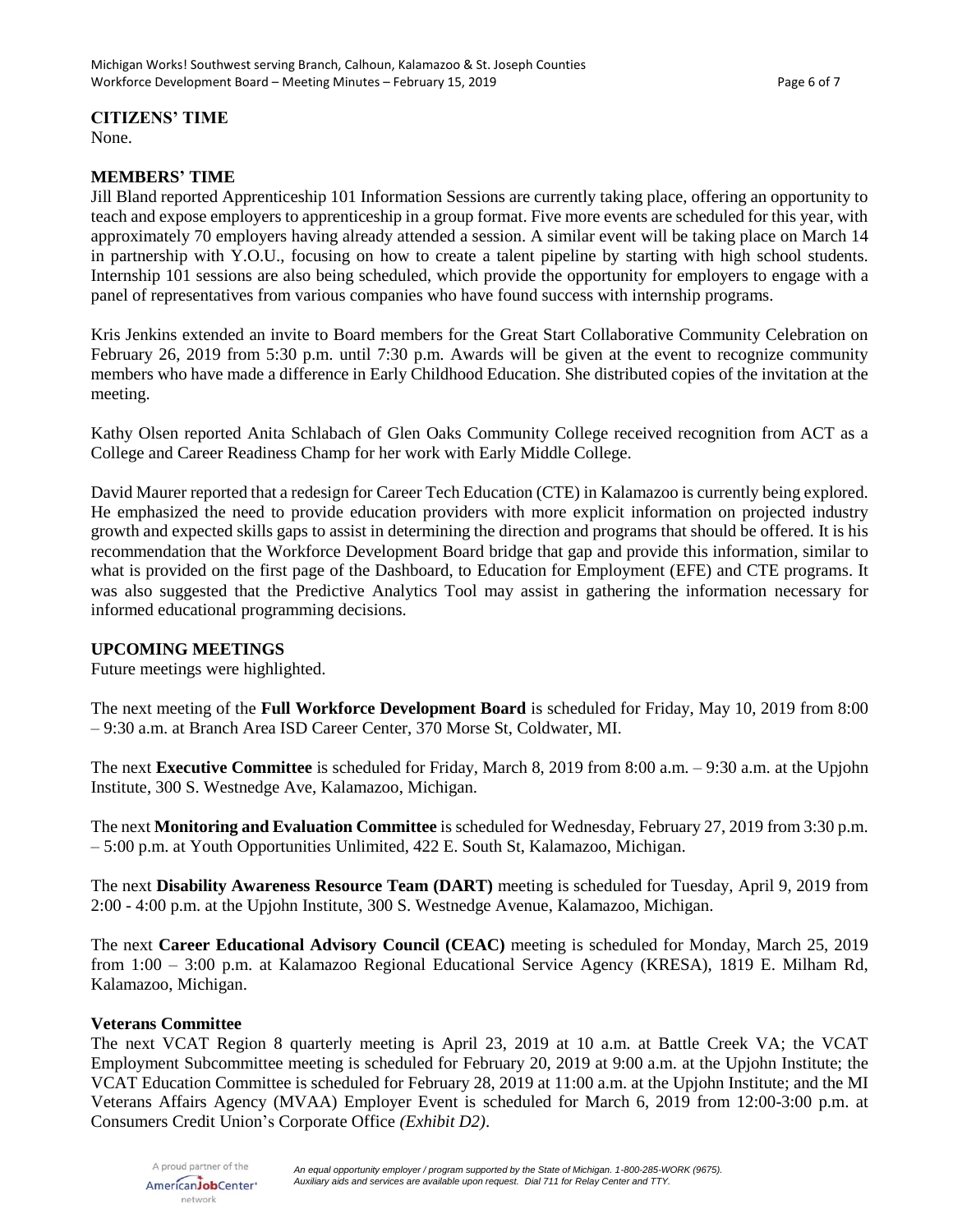**CITIZENS' TIME**

None.

**MEMBERS' TIME**

Jill Bland reported Apprenticeship 101 Information Sessions are currently taking place, offering an opportunity to teach and expose employers to apprenticeship in a group format. Five more events are scheduled for this year, with approximately 70 employers having already attended a session. A similar event will be taking place on March 14 in partnership with Y.O.U., focusing on how to create a talent pipeline by starting with high school students. Internship 101 sessions are also being scheduled, which provide the opportunity for employers to engage with a panel of representatives from various companies who have found success with internship programs.

Kris Jenkins extended an invite to Board members for the Great Start Collaborative Community Celebration on February 26, 2019 from 5:30 p.m. until 7:30 p.m. Awards will be given at the event to recognize community members who have made a difference in Early Childhood Education. She distributed copies of the invitation at the meeting.

Kathy Olsen reported Anita Schlabach of Glen Oaks Community College received recognition from ACT as a College and Career Readiness Champ for her work with Early Middle College.

David Maurer reported that a redesign for Career Tech Education (CTE) in Kalamazoo is currently being explored. He emphasized the need to provide education providers with more explicit information on projected industry growth and expected skills gaps to assist in determining the direction and programs that should be offered. It is his recommendation that the Workforce Development Board bridge that gap and provide this information, similar to what is provided on the first page of the Dashboard, to Education for Employment (EFE) and CTE programs. It was also suggested that the Predictive Analytics Tool may assist in gathering the information necessary for informed educational programming decisions.

**UPCOMING MEETINGS**

Future meetings were highlighted.

The next meeting of the **Full Workforce Development Board** is scheduled for Friday, May 10, 2019 from 8:00 – 9:30 a.m. at Branch Area ISD Career Center, 370 Morse St, Coldwater, MI.

The next **Executive Committee** is scheduled for Friday, March 8, 2019 from 8:00 a.m. – 9:30 a.m. at the Upjohn Institute, 300 S. Westnedge Ave, Kalamazoo, Michigan.

The next **Monitoring and Evaluation Committee** is scheduled for Wednesday, February 27, 2019 from 3:30 p.m. – 5:00 p.m. at Youth Opportunities Unlimited, 422 E. South St, Kalamazoo, Michigan.

The next **Disability Awareness Resource Team (DART)** meeting is scheduled for Tuesday, April 9, 2019 from 2:00 - 4:00 p.m. at the Upjohn Institute, 300 S. Westnedge Avenue, Kalamazoo, Michigan.

The next **Career Educational Advisory Council (CEAC)** meeting is scheduled for Monday, March 25, 2019 from 1:00 – 3:00 p.m. at Kalamazoo Regional Educational Service Agency (KRESA), 1819 E. Milham Rd, Kalamazoo, Michigan.

**Veterans Committee**

The next VCAT Region 8 quarterly meeting is April 23, 2019 at 10 a.m. at Battle Creek VA; the VCAT Employment Subcommittee meeting is scheduled for February 20, 2019 at 9:00 a.m. at the Upjohn Institute; the VCAT Education Committee is scheduled for February 28, 2019 at 11:00 a.m. at the Upjohn Institute; and the MI Veterans Affairs Agency (MVAA) Employer Event is scheduled for March 6, 2019 from 12:00-3:00 p.m. at Consumers Credit Union's Corporate Office *(Exhibit D2)*.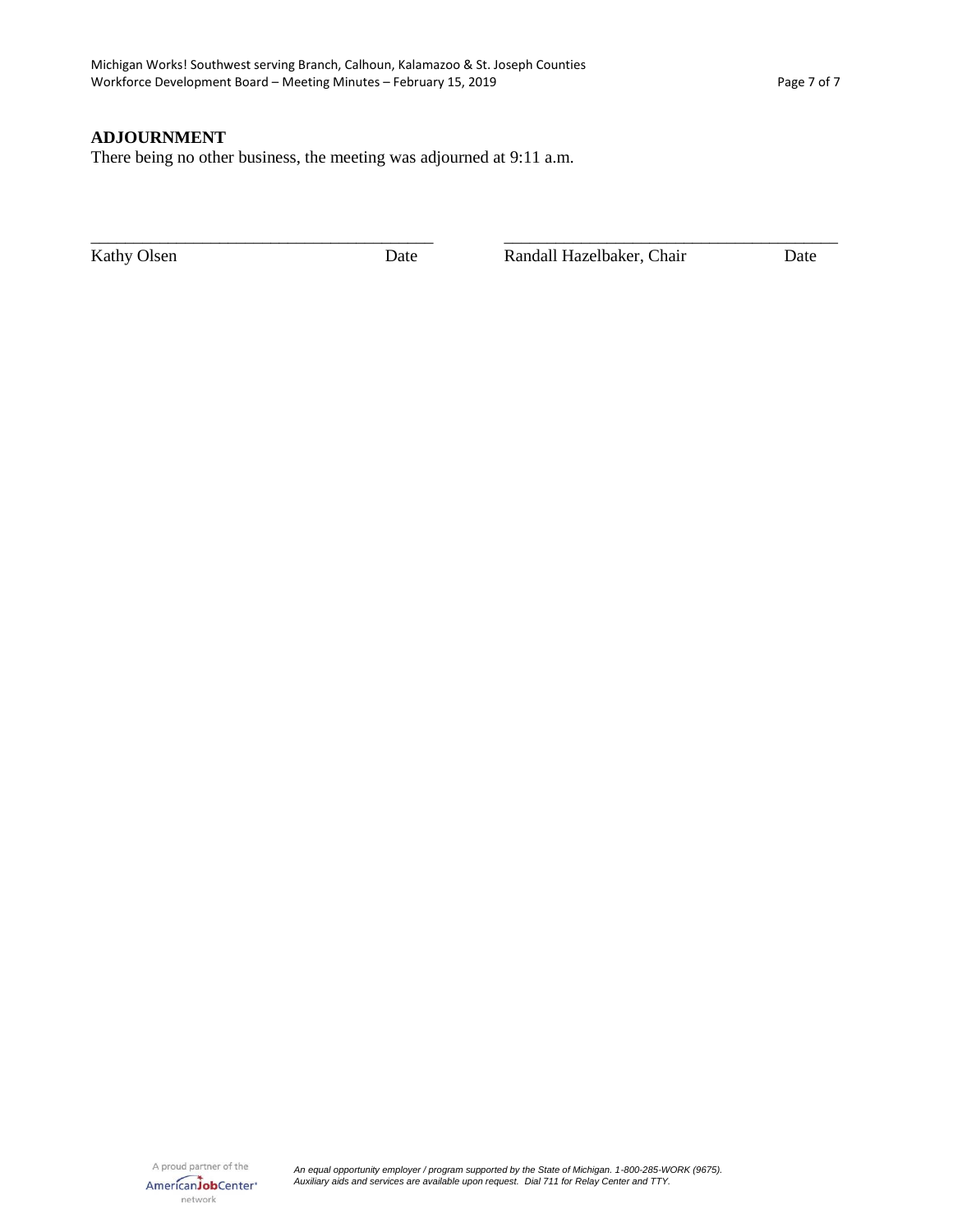**ADJOURNMENT**

There being no other business, the meeting was adjourned at 9:11 a.m.

| | | | |
|---|---|---|---|
| \_\_\_\_\_\_\_\_\_\_\_\_\_\_\_\_\_\_\_\_\_\_\_\_\_\_\_\_\_\_\_\_\_\_ | | \_\_\_\_\_\_\_\_\_\_\_\_\_\_\_\_\_\_\_\_\_\_\_\_\_\_\_\_\_\_\_\_\_\_ | |
| Kathy Olsen | Date | Randall Hazelbaker, Chair | Date |

A proud partner of the AmericanJobCenter network

*An equal opportunity employer / program supported by the State of Michigan. 1-800-285-WORK (9675). Auxiliary aids and services are available upon request. Dial 711 for Relay Center and TTY.*